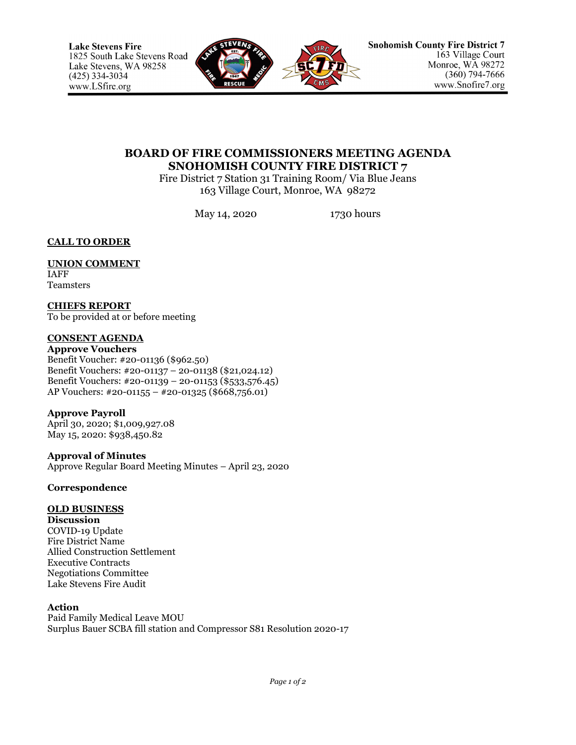Lake Stevens Fire
1825 South Lake Stevens Road
Lake Stevens, WA 98258
(425) 334-3034
www.LSfire.org

Snohomish County Fire District 7
163 Village Court
Monroe, WA 98272
(360) 794-7666
www.Snofire7.org

# BOARD OF FIRE COMMISSIONERS MEETING AGENDA
# SNOHOMISH COUNTY FIRE DISTRICT 7

Fire District 7 Station 31 Training Room/ Via Blue Jeans
163 Village Court, Monroe, WA 98272

May 14, 2020 1730 hours

## CALL TO ORDER

## UNION COMMENT

IAFF
Teamsters

## CHIEFS REPORT

To be provided at or before meeting

## CONSENT AGENDA

**Approve Vouchers**

Benefit Voucher: #20-01136 ($962.50)
Benefit Vouchers: #20-01137 – 20-01138 ($21,024.12)
Benefit Vouchers: #20-01139 – 20-01153 ($533,576.45)
AP Vouchers: #20-01155 – #20-01325 ($668,756.01)

**Approve Payroll**

April 30, 2020; $1,009,927.08
May 15, 2020: $938,450.82

**Approval of Minutes**

Approve Regular Board Meeting Minutes – April 23, 2020

**Correspondence**

## OLD BUSINESS

**Discussion**

COVID-19 Update
Fire District Name
Allied Construction Settlement
Executive Contracts
Negotiations Committee
Lake Stevens Fire Audit

**Action**

Paid Family Medical Leave MOU
Surplus Bauer SCBA fill station and Compressor S81 Resolution 2020-17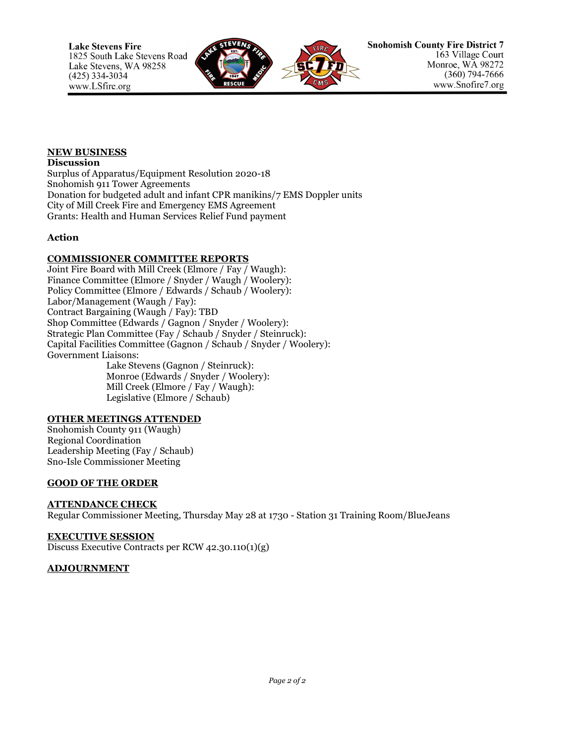Lake Stevens Fire
1825 South Lake Stevens Road
Lake Stevens, WA 98258
(425) 334-3034
www.LSfire.org

Snohomish County Fire District 7
163 Village Court
Monroe, WA 98272
(360) 794-7666
www.Snofire7.org

## NEW BUSINESS

**Discussion**

Surplus of Apparatus/Equipment Resolution 2020-18
Snohomish 911 Tower Agreements
Donation for budgeted adult and infant CPR manikins/7 EMS Doppler units
City of Mill Creek Fire and Emergency EMS Agreement
Grants: Health and Human Services Relief Fund payment

**Action**

## COMMISSIONER COMMITTEE REPORTS

Joint Fire Board with Mill Creek (Elmore / Fay / Waugh):
Finance Committee (Elmore / Snyder / Waugh / Woolery):
Policy Committee (Elmore / Edwards / Schaub / Woolery):
Labor/Management (Waugh / Fay):
Contract Bargaining (Waugh / Fay): TBD
Shop Committee (Edwards / Gagnon / Snyder / Woolery):
Strategic Plan Committee (Fay / Schaub / Snyder / Steinruck):
Capital Facilities Committee (Gagnon / Schaub / Snyder / Woolery):
Government Liaisons:

- Lake Stevens (Gagnon / Steinruck):
- Monroe (Edwards / Snyder / Woolery):
- Mill Creek (Elmore / Fay / Waugh):
- Legislative (Elmore / Schaub)

## OTHER MEETINGS ATTENDED

Snohomish County 911 (Waugh)
Regional Coordination
Leadership Meeting (Fay / Schaub)
Sno-Isle Commissioner Meeting

## GOOD OF THE ORDER

## ATTENDANCE CHECK

Regular Commissioner Meeting, Thursday May 28 at 1730 - Station 31 Training Room/BlueJeans

## EXECUTIVE SESSION

Discuss Executive Contracts per RCW 42.30.110(1)(g)

## ADJOURNMENT